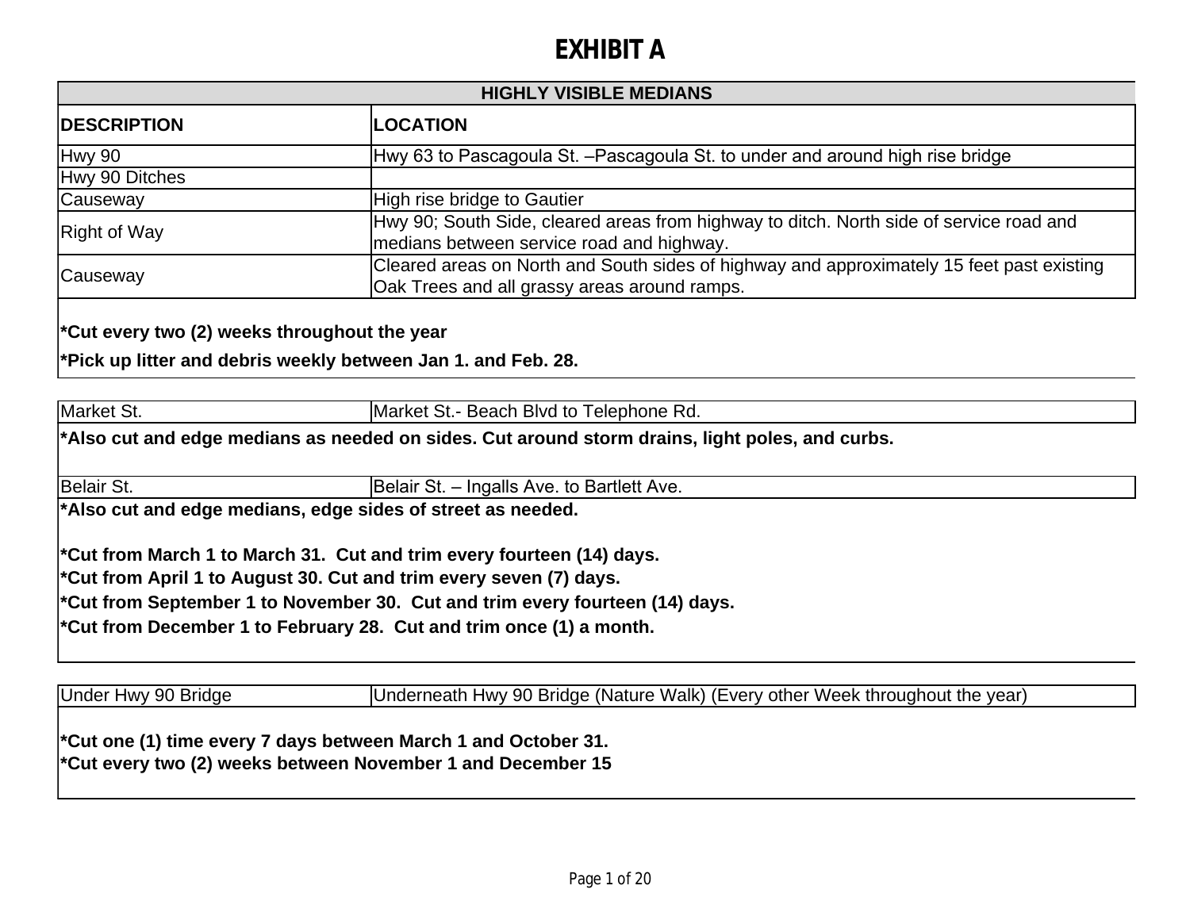# EXHIBIT A

| HIGHLY VISIBLE MEDIANS | |
|---|---|
| **DESCRIPTION** | **LOCATION** |
| Hwy 90 | Hwy 63 to Pascagoula St. –Pascagoula St. to under and around high rise bridge |
| Hwy 90 Ditches | |
| Causeway | High rise bridge to Gautier |
| Right of Way | Hwy 90; South Side, cleared areas from highway to ditch. North side of service road and medians between service road and highway. |
| Causeway | Cleared areas on North and South sides of highway and approximately 15 feet past existing Oak Trees and all grassy areas around ramps. |

**\*Cut every two (2) weeks throughout the year**

**\*Pick up litter and debris weekly between Jan 1. and Feb. 28.**

| | |
|---|---|
| Market St. | Market St.- Beach Blvd to Telephone Rd. |

**\*Also cut and edge medians as needed on sides. Cut around storm drains, light poles, and curbs.**

| | |
|---|---|
| Belair St. | Belair St. – Ingalls Ave. to Bartlett Ave. |

**\*Also cut and edge medians, edge sides of street as needed.**

**\*Cut from March 1 to March 31. Cut and trim every fourteen (14) days.**

**\*Cut from April 1 to August 30. Cut and trim every seven (7) days.**

**\*Cut from September 1 to November 30. Cut and trim every fourteen (14) days.**

**\*Cut from December 1 to February 28. Cut and trim once (1) a month.**

| | |
|---|---|
| Under Hwy 90 Bridge | Underneath Hwy 90 Bridge (Nature Walk) (Every other Week throughout the year) |

**\*Cut one (1) time every 7 days between March 1 and October 31.**

**\*Cut every two (2) weeks between November 1 and December 15**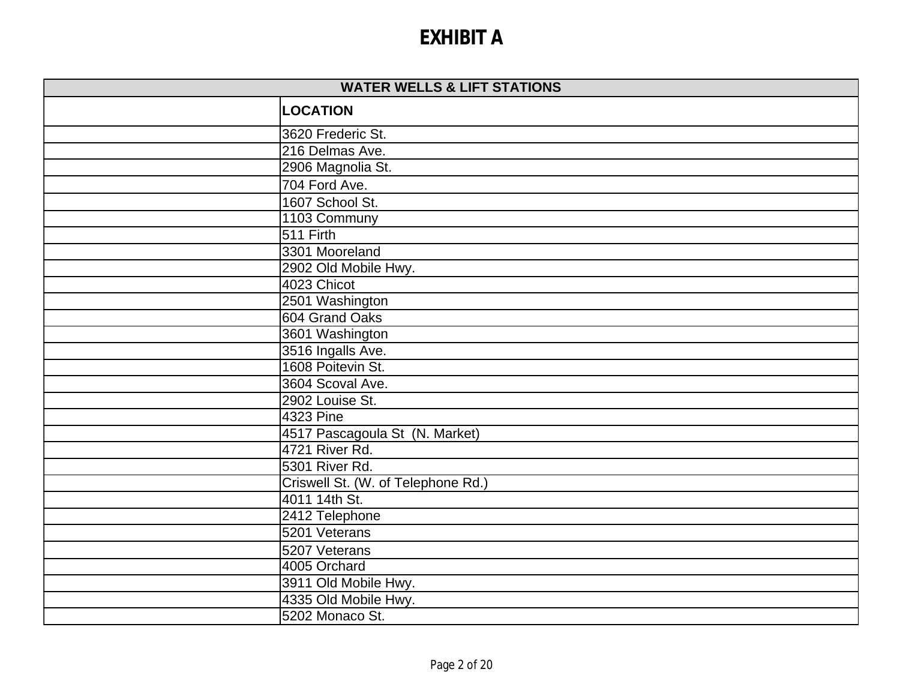# EXHIBIT A

| WATER WELLS & LIFT STATIONS | |
|---|---|
| | **LOCATION** |
| | 3620 Frederic St. |
| | 216 Delmas Ave. |
| | 2906 Magnolia St. |
| | 704 Ford Ave. |
| | 1607 School St. |
| | 1103 Communy |
| | 511 Firth |
| | 3301 Mooreland |
| | 2902 Old Mobile Hwy. |
| | 4023 Chicot |
| | 2501 Washington |
| | 604 Grand Oaks |
| | 3601 Washington |
| | 3516 Ingalls Ave. |
| | 1608 Poitevin St. |
| | 3604 Scoval Ave. |
| | 2902 Louise St. |
| | 4323 Pine |
| | 4517 Pascagoula St (N. Market) |
| | 4721 River Rd. |
| | 5301 River Rd. |
| | Criswell St. (W. of Telephone Rd.) |
| | 4011 14th St. |
| | 2412 Telephone |
| | 5201 Veterans |
| | 5207 Veterans |
| | 4005 Orchard |
| | 3911 Old Mobile Hwy. |
| | 4335 Old Mobile Hwy. |
| | 5202 Monaco St. |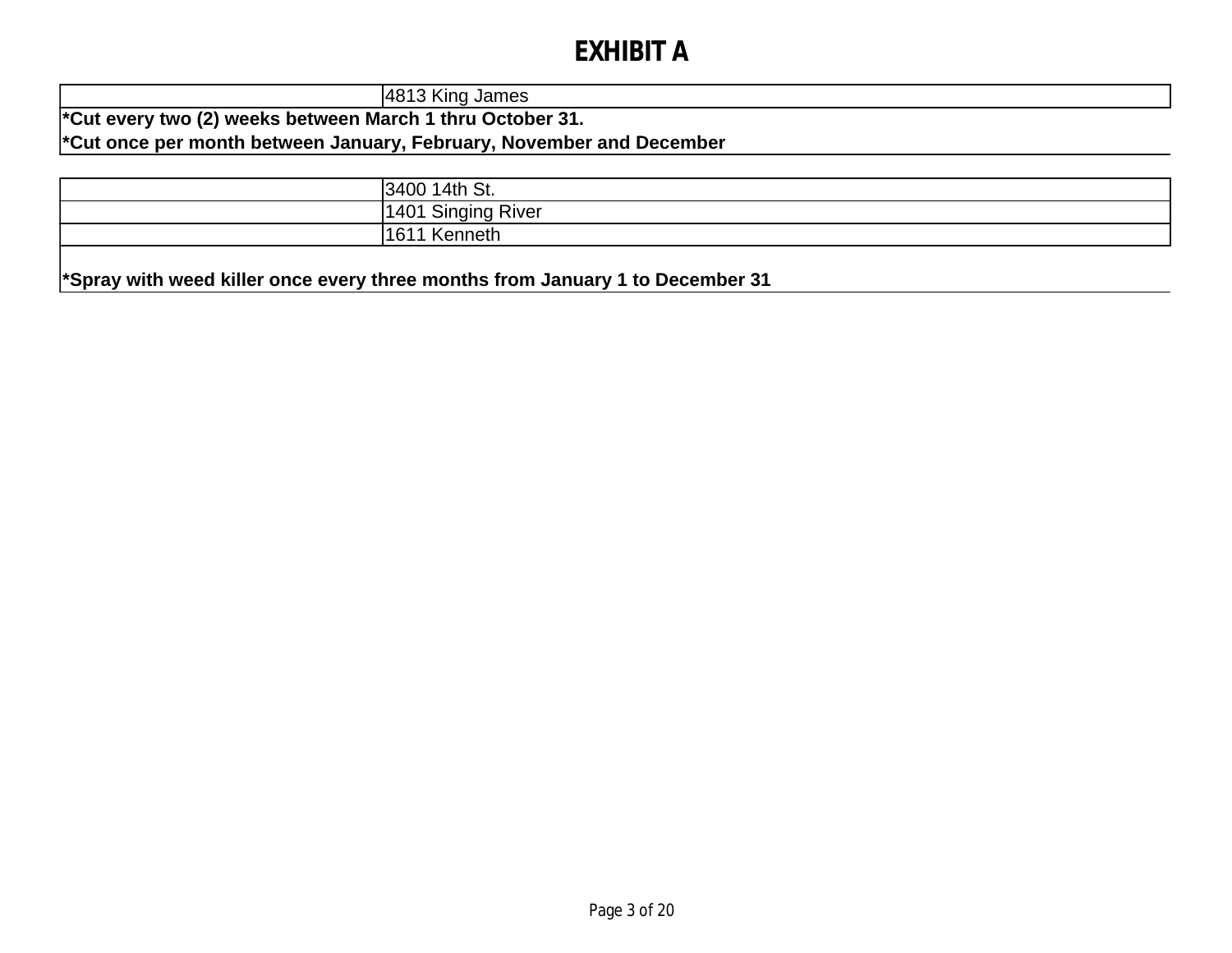# EXHIBIT A

| | |
|---|---|
| | 4813 King James |

**\*Cut every two (2) weeks between March 1 thru October 31.**

**\*Cut once per month between January, February, November and December**

| | |
|---|---|
| | 3400 14th St. |
| | 1401 Singing River |
| | 1611 Kenneth |

**\*Spray with weed killer once every three months from January 1 to December 31**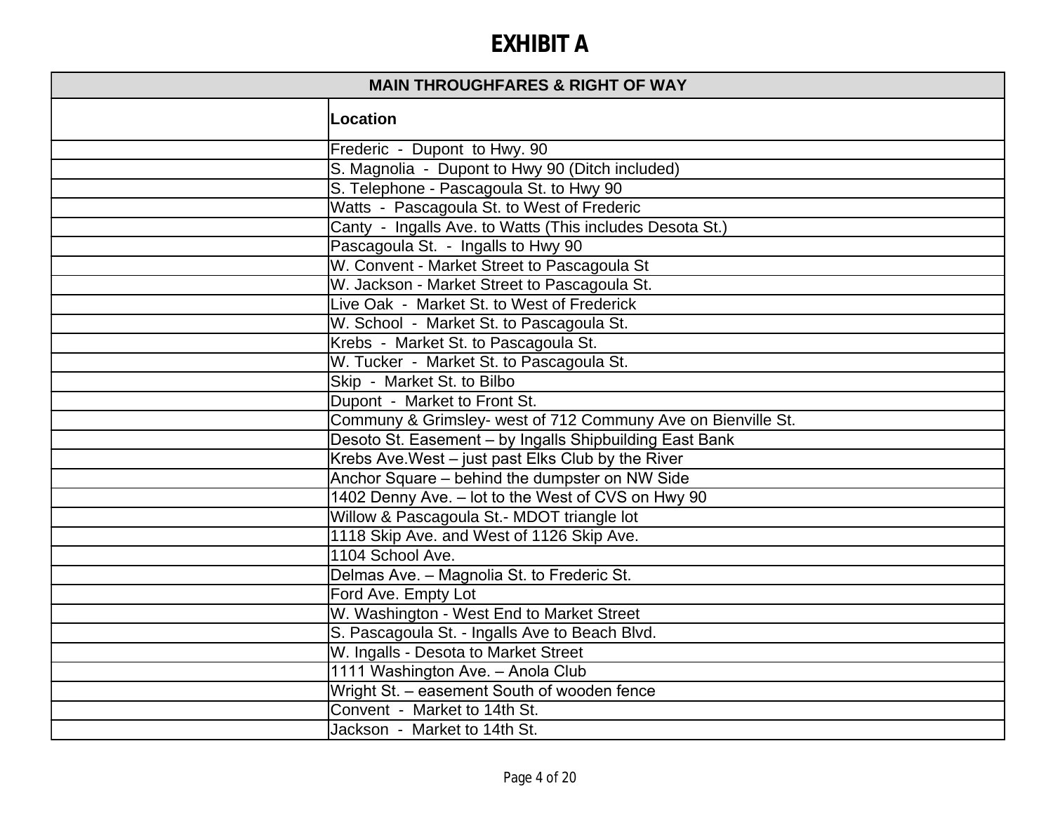# EXHIBIT A

| MAIN THROUGHFARES & RIGHT OF WAY | |
|---|---|
| | **Location** |
| | Frederic - Dupont to Hwy. 90 |
| | S. Magnolia - Dupont to Hwy 90 (Ditch included) |
| | S. Telephone - Pascagoula St. to Hwy 90 |
| | Watts - Pascagoula St. to West of Frederic |
| | Canty - Ingalls Ave. to Watts (This includes Desota St.) |
| | Pascagoula St. - Ingalls to Hwy 90 |
| | W. Convent - Market Street to Pascagoula St |
| | W. Jackson - Market Street to Pascagoula St. |
| | Live Oak - Market St. to West of Frederick |
| | W. School - Market St. to Pascagoula St. |
| | Krebs - Market St. to Pascagoula St. |
| | W. Tucker - Market St. to Pascagoula St. |
| | Skip - Market St. to Bilbo |
| | Dupont - Market to Front St. |
| | Communy & Grimsley- west of 712 Communy Ave on Bienville St. |
| | Desoto St. Easement – by Ingalls Shipbuilding East Bank |
| | Krebs Ave.West – just past Elks Club by the River |
| | Anchor Square – behind the dumpster on NW Side |
| | 1402 Denny Ave. – lot to the West of CVS on Hwy 90 |
| | Willow & Pascagoula St.- MDOT triangle lot |
| | 1118 Skip Ave. and West of 1126 Skip Ave. |
| | 1104 School Ave. |
| | Delmas Ave. – Magnolia St. to Frederic St. |
| | Ford Ave. Empty Lot |
| | W. Washington - West End to Market Street |
| | S. Pascagoula St. - Ingalls Ave to Beach Blvd. |
| | W. Ingalls - Desota to Market Street |
| | 1111 Washington Ave. – Anola Club |
| | Wright St. – easement South of wooden fence |
| | Convent - Market to 14th St. |
| | Jackson - Market to 14th St. |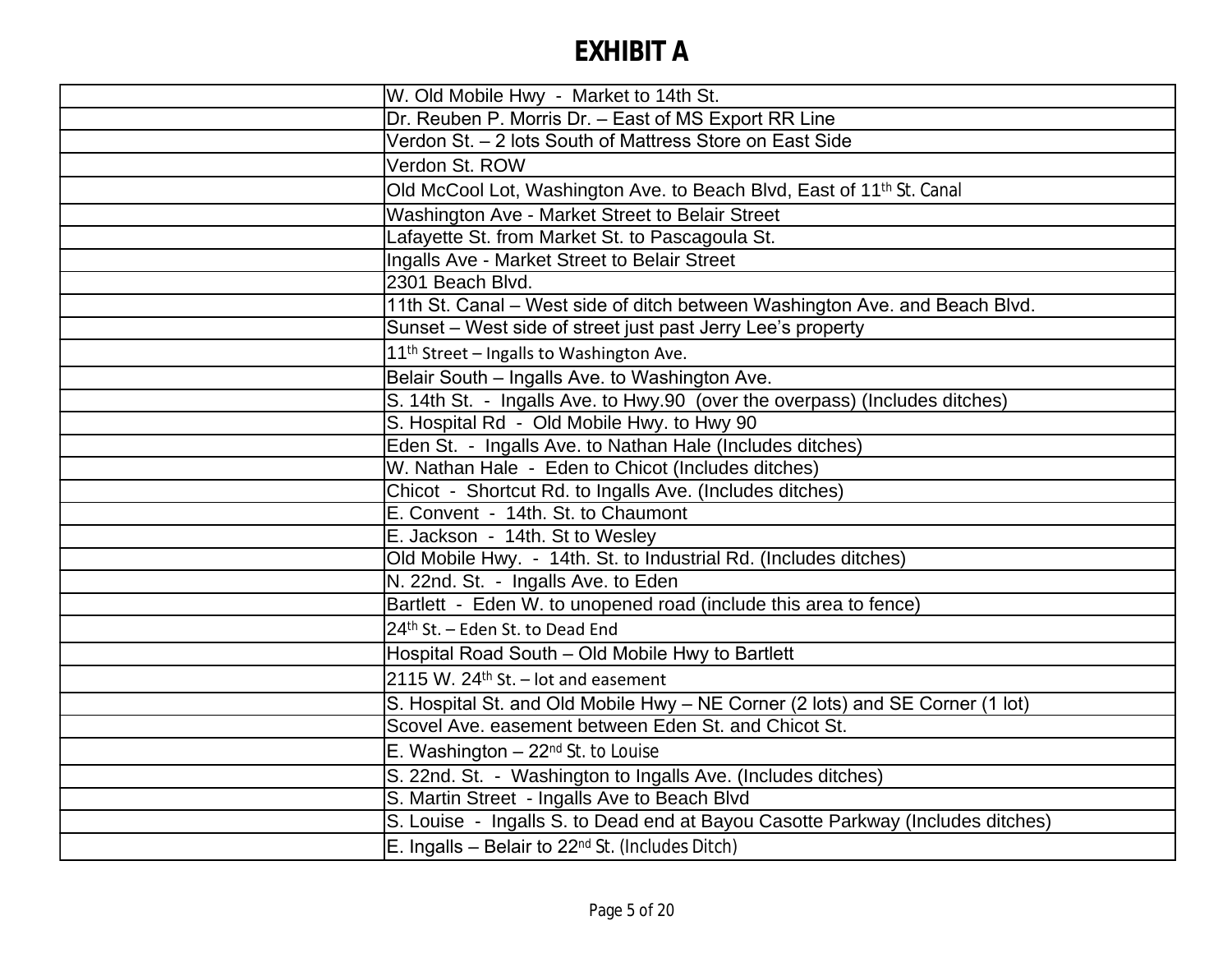# EXHIBIT A

| | |
|---|---|
| | W. Old Mobile Hwy - Market to 14th St. |
| | Dr. Reuben P. Morris Dr. – East of MS Export RR Line |
| | Verdon St. – 2 lots South of Mattress Store on East Side |
| | Verdon St. ROW |
| | Old McCool Lot, Washington Ave. to Beach Blvd, East of 11th St. Canal |
| | Washington Ave - Market Street to Belair Street |
| | Lafayette St. from Market St. to Pascagoula St. |
| | Ingalls Ave - Market Street to Belair Street |
| | 2301 Beach Blvd. |
| | 11th St. Canal – West side of ditch between Washington Ave. and Beach Blvd. |
| | Sunset – West side of street just past Jerry Lee's property |
| | 11th Street – Ingalls to Washington Ave. |
| | Belair South – Ingalls Ave. to Washington Ave. |
| | S. 14th St. - Ingalls Ave. to Hwy.90 (over the overpass) (Includes ditches) |
| | S. Hospital Rd - Old Mobile Hwy. to Hwy 90 |
| | Eden St. - Ingalls Ave. to Nathan Hale (Includes ditches) |
| | W. Nathan Hale - Eden to Chicot (Includes ditches) |
| | Chicot - Shortcut Rd. to Ingalls Ave. (Includes ditches) |
| | E. Convent - 14th. St. to Chaumont |
| | E. Jackson - 14th. St to Wesley |
| | Old Mobile Hwy. - 14th. St. to Industrial Rd. (Includes ditches) |
| | N. 22nd. St. - Ingalls Ave. to Eden |
| | Bartlett - Eden W. to unopened road (include this area to fence) |
| | 24th St. – Eden St. to Dead End |
| | Hospital Road South – Old Mobile Hwy to Bartlett |
| | 2115 W. 24th St. – lot and easement |
| | S. Hospital St. and Old Mobile Hwy – NE Corner (2 lots) and SE Corner (1 lot) |
| | Scovel Ave. easement between Eden St. and Chicot St. |
| | E. Washington – 22nd St. to Louise |
| | S. 22nd. St. - Washington to Ingalls Ave. (Includes ditches) |
| | S. Martin Street - Ingalls Ave to Beach Blvd |
| | S. Louise - Ingalls S. to Dead end at Bayou Casotte Parkway (Includes ditches) |
| | E. Ingalls – Belair to 22nd St. (Includes Ditch) |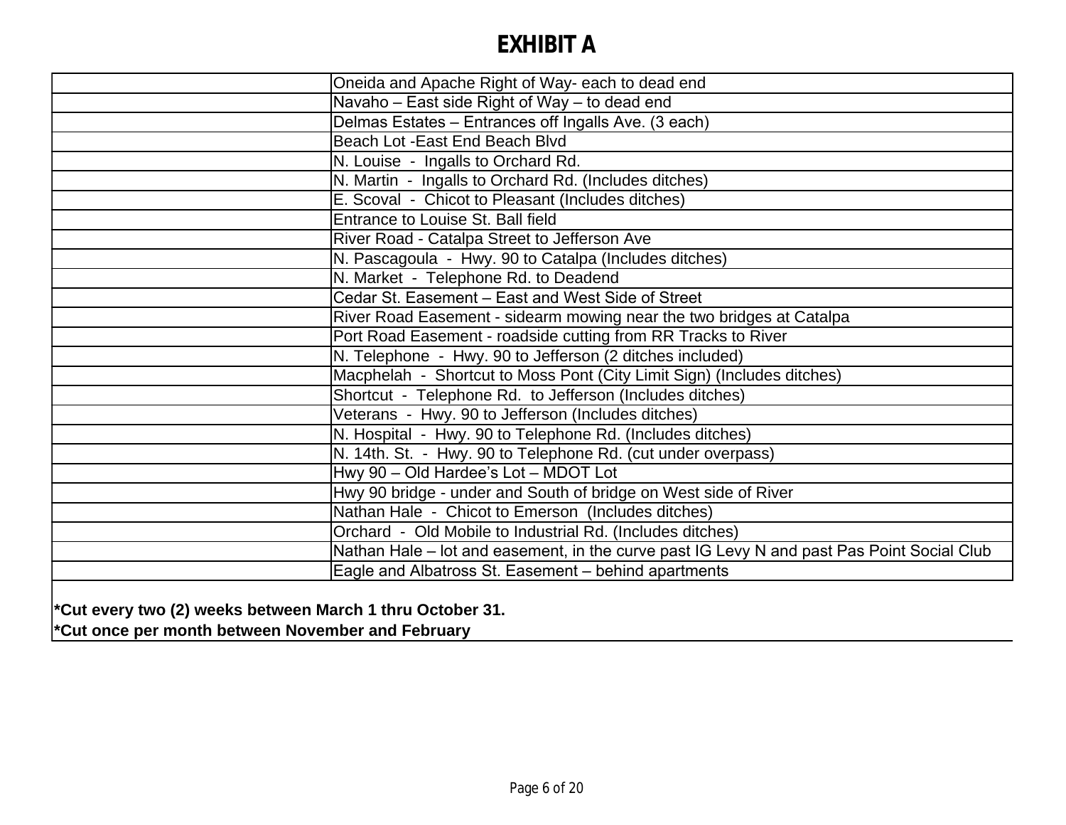# EXHIBIT A

| | |
|---|---|
| | Oneida and Apache Right of Way- each to dead end |
| | Navaho – East side Right of Way – to dead end |
| | Delmas Estates – Entrances off Ingalls Ave. (3 each) |
| | Beach Lot -East End Beach Blvd |
| | N. Louise - Ingalls to Orchard Rd. |
| | N. Martin - Ingalls to Orchard Rd. (Includes ditches) |
| | E. Scoval - Chicot to Pleasant (Includes ditches) |
| | Entrance to Louise St. Ball field |
| | River Road - Catalpa Street to Jefferson Ave |
| | N. Pascagoula - Hwy. 90 to Catalpa (Includes ditches) |
| | N. Market - Telephone Rd. to Deadend |
| | Cedar St. Easement – East and West Side of Street |
| | River Road Easement - sidearm mowing near the two bridges at Catalpa |
| | Port Road Easement - roadside cutting from RR Tracks to River |
| | N. Telephone - Hwy. 90 to Jefferson (2 ditches included) |
| | Macphelah - Shortcut to Moss Pont (City Limit Sign) (Includes ditches) |
| | Shortcut - Telephone Rd. to Jefferson (Includes ditches) |
| | Veterans - Hwy. 90 to Jefferson (Includes ditches) |
| | N. Hospital - Hwy. 90 to Telephone Rd. (Includes ditches) |
| | N. 14th. St. - Hwy. 90 to Telephone Rd. (cut under overpass) |
| | Hwy 90 – Old Hardee's Lot – MDOT Lot |
| | Hwy 90 bridge - under and South of bridge on West side of River |
| | Nathan Hale - Chicot to Emerson (Includes ditches) |
| | Orchard - Old Mobile to Industrial Rd. (Includes ditches) |
| | Nathan Hale – lot and easement, in the curve past IG Levy N and past Pas Point Social Club |
| | Eagle and Albatross St. Easement – behind apartments |

**\*Cut every two (2) weeks between March 1 thru October 31.**
**\*Cut once per month between November and February**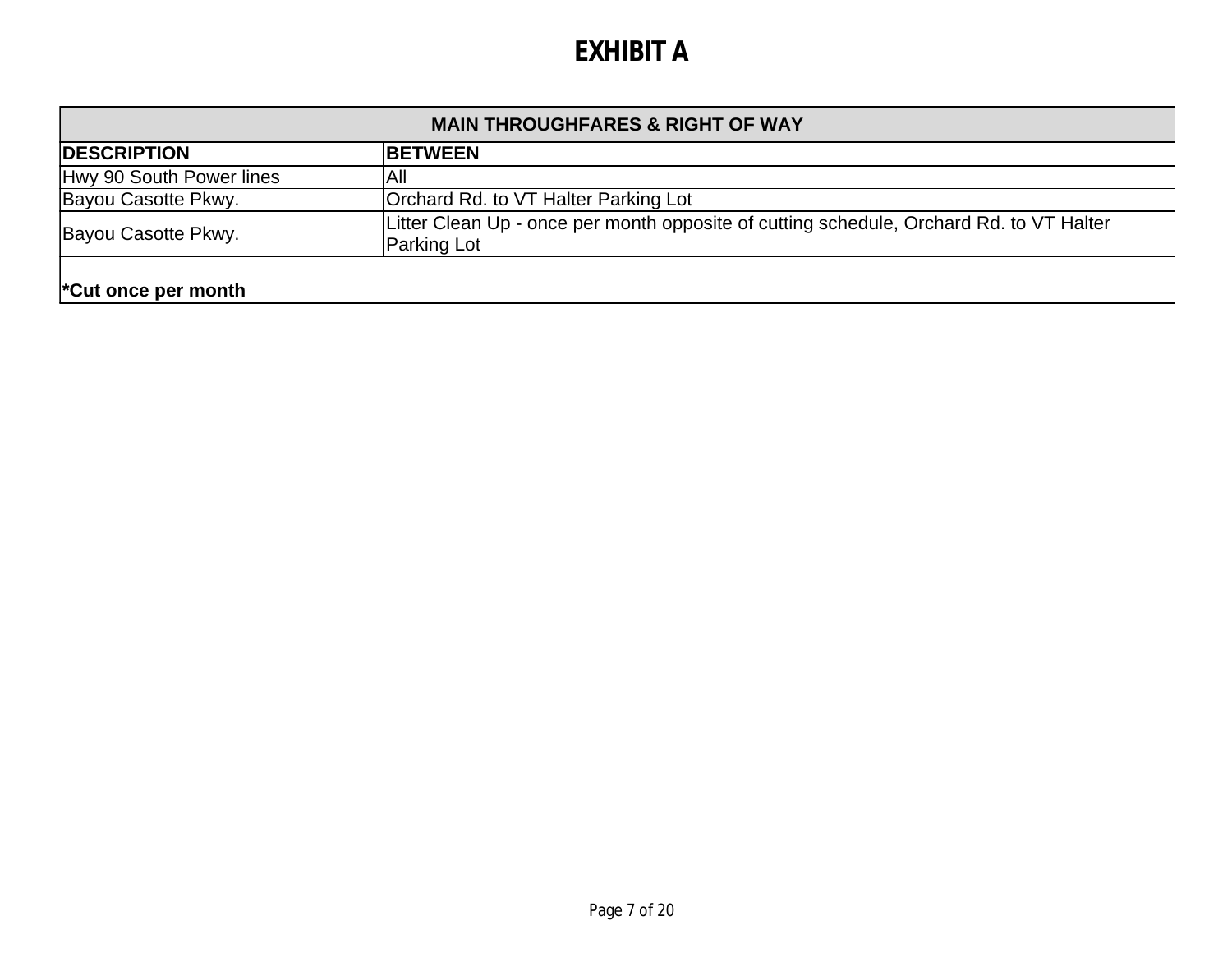# EXHIBIT A

| MAIN THROUGHFARES & RIGHT OF WAY | |
|---|---|
| **DESCRIPTION** | **BETWEEN** |
| Hwy 90 South Power lines | All |
| Bayou Casotte Pkwy. | Orchard Rd. to VT Halter Parking Lot |
| Bayou Casotte Pkwy. | Litter Clean Up - once per month opposite of cutting schedule, Orchard Rd. to VT Halter Parking Lot |

**\*Cut once per month**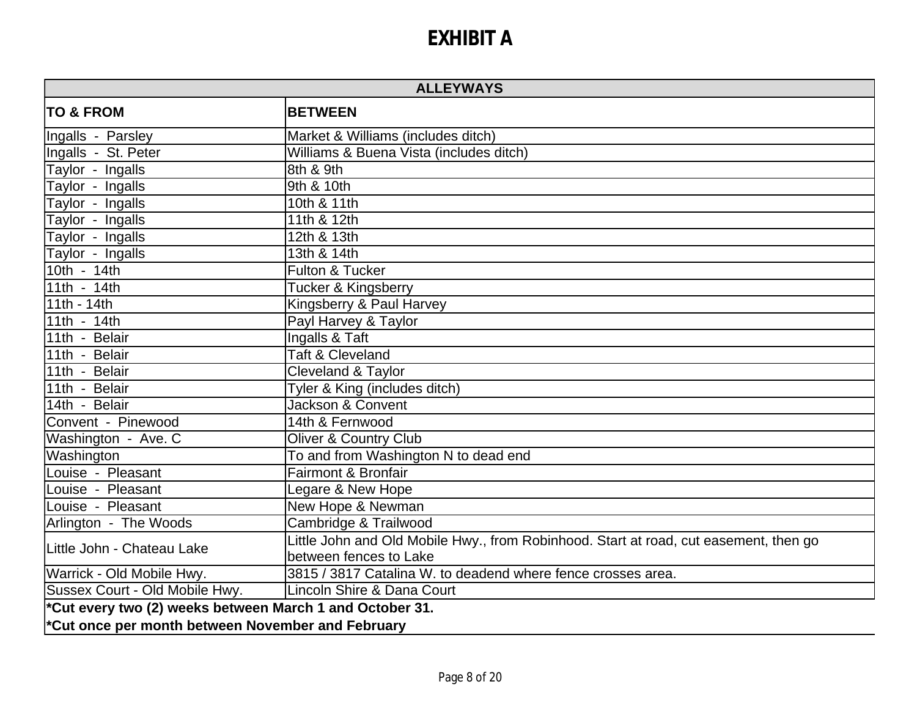# EXHIBIT A

| ALLEYWAYS | |
|---|---|
| **TO & FROM** | **BETWEEN** |
| Ingalls - Parsley | Market & Williams (includes ditch) |
| Ingalls - St. Peter | Williams & Buena Vista (includes ditch) |
| Taylor - Ingalls | 8th & 9th |
| Taylor - Ingalls | 9th & 10th |
| Taylor - Ingalls | 10th & 11th |
| Taylor - Ingalls | 11th & 12th |
| Taylor - Ingalls | 12th & 13th |
| Taylor - Ingalls | 13th & 14th |
| 10th - 14th | Fulton & Tucker |
| 11th - 14th | Tucker & Kingsberry |
| 11th - 14th | Kingsberry & Paul Harvey |
| 11th - 14th | Payl Harvey & Taylor |
| 11th - Belair | Ingalls & Taft |
| 11th - Belair | Taft & Cleveland |
| 11th - Belair | Cleveland & Taylor |
| 11th - Belair | Tyler & King (includes ditch) |
| 14th - Belair | Jackson & Convent |
| Convent - Pinewood | 14th & Fernwood |
| Washington - Ave. C | Oliver & Country Club |
| Washington | To and from Washington N to dead end |
| Louise - Pleasant | Fairmont & Bronfair |
| Louise - Pleasant | Legare & New Hope |
| Louise - Pleasant | New Hope & Newman |
| Arlington - The Woods | Cambridge & Trailwood |
| Little John - Chateau Lake | Little John and Old Mobile Hwy., from Robinhood. Start at road, cut easement, then go between fences to Lake |
| Warrick - Old Mobile Hwy. | 3815 / 3817 Catalina W. to deadend where fence crosses area. |
| Sussex Court - Old Mobile Hwy. | Lincoln Shire & Dana Court |

**\*Cut every two (2) weeks between March 1 and October 31.**

**\*Cut once per month between November and February**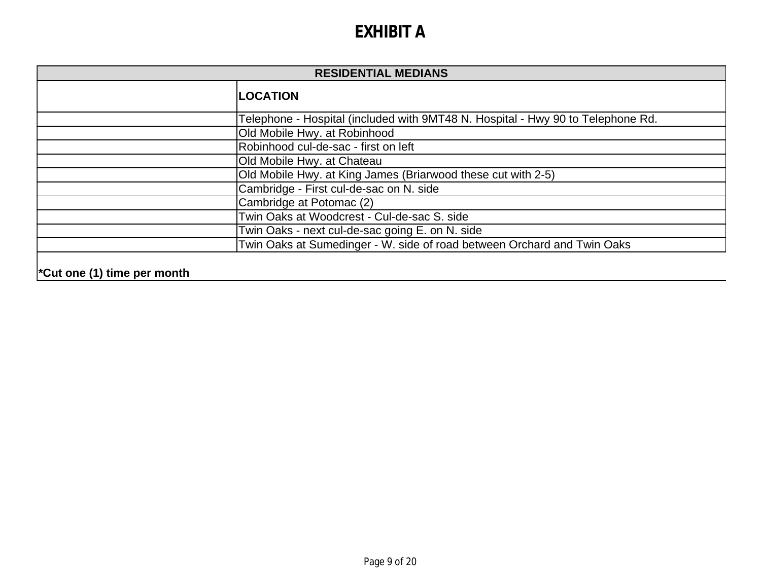# EXHIBIT A

| RESIDENTIAL MEDIANS | |
|---|---|
| | **LOCATION** |
| | Telephone - Hospital (included with 9MT48 N. Hospital - Hwy 90 to Telephone Rd. |
| | Old Mobile Hwy. at Robinhood |
| | Robinhood cul-de-sac - first on left |
| | Old Mobile Hwy. at Chateau |
| | Old Mobile Hwy. at King James (Briarwood these cut with 2-5) |
| | Cambridge - First cul-de-sac on N. side |
| | Cambridge at Potomac (2) |
| | Twin Oaks at Woodcrest - Cul-de-sac S. side |
| | Twin Oaks - next cul-de-sac going E. on N. side |
| | Twin Oaks at Sumedinger - W. side of road between Orchard and Twin Oaks |

**\*Cut one (1) time per month**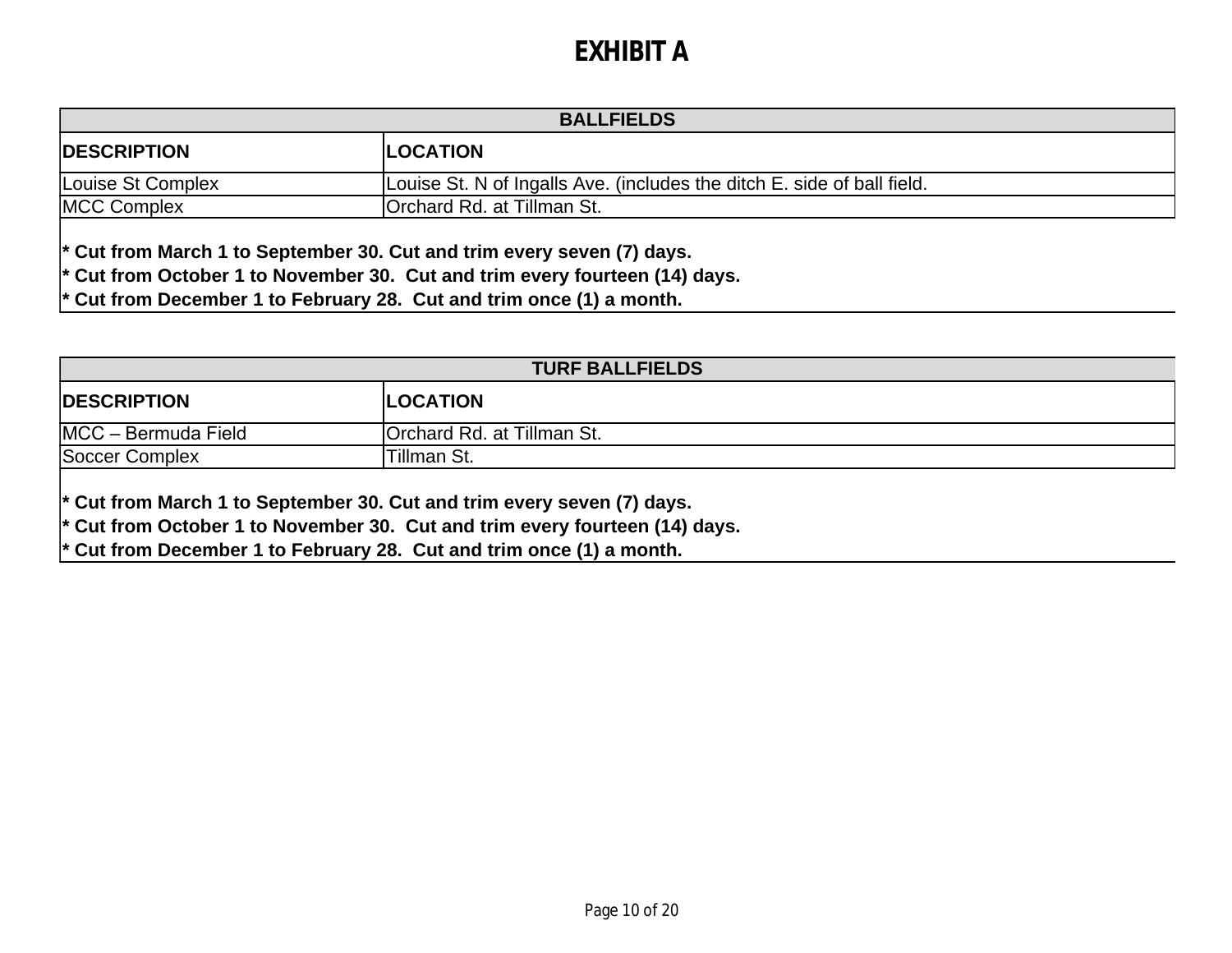# EXHIBIT A

| BALLFIELDS | |
|---|---|
| **DESCRIPTION** | **LOCATION** |
| Louise St Complex | Louise St. N of Ingalls Ave. (includes the ditch E. side of ball field. |
| MCC Complex | Orchard Rd. at Tillman St. |

**\* Cut from March 1 to September 30. Cut and trim every seven (7) days.**
**\* Cut from October 1 to November 30.  Cut and trim every fourteen (14) days.**
**\* Cut from December 1 to February 28.  Cut and trim once (1) a month.**

| TURF BALLFIELDS | |
|---|---|
| **DESCRIPTION** | **LOCATION** |
| MCC – Bermuda Field | Orchard Rd. at Tillman St. |
| Soccer Complex | Tillman St. |

**\* Cut from March 1 to September 30. Cut and trim every seven (7) days.**
**\* Cut from October 1 to November 30.  Cut and trim every fourteen (14) days.**
**\* Cut from December 1 to February 28.  Cut and trim once (1) a month.**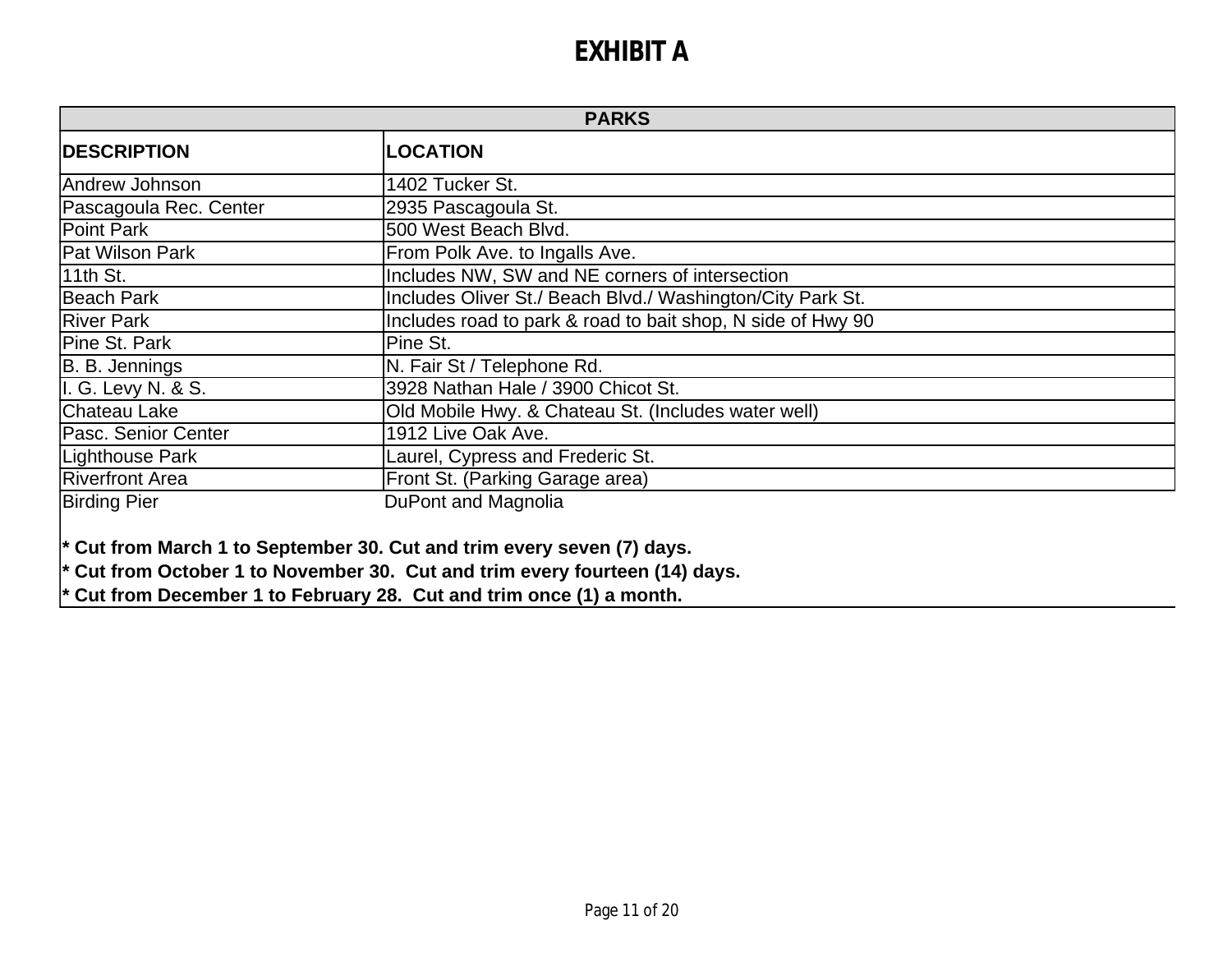# EXHIBIT A

| PARKS | |
|---|---|
| **DESCRIPTION** | **LOCATION** |
| Andrew Johnson | 1402 Tucker St. |
| Pascagoula Rec. Center | 2935 Pascagoula St. |
| Point Park | 500 West Beach Blvd. |
| Pat Wilson Park | From Polk Ave. to Ingalls Ave. |
| 11th St. | Includes NW, SW and NE corners of intersection |
| Beach Park | Includes Oliver St./ Beach Blvd./ Washington/City Park St. |
| River Park | Includes road to park & road to bait shop, N side of Hwy 90 |
| Pine St. Park | Pine St. |
| B. B. Jennings | N. Fair St / Telephone Rd. |
| I. G. Levy N. & S. | 3928 Nathan Hale / 3900 Chicot St. |
| Chateau Lake | Old Mobile Hwy. & Chateau St. (Includes water well) |
| Pasc. Senior Center | 1912 Live Oak Ave. |
| Lighthouse Park | Laurel, Cypress and Frederic St. |
| Riverfront Area | Front St. (Parking Garage area) |
| Birding Pier | DuPont and Magnolia |

**\* Cut from March 1 to September 30. Cut and trim every seven (7) days.**

**\* Cut from October 1 to November 30. Cut and trim every fourteen (14) days.**

**\* Cut from December 1 to February 28. Cut and trim once (1) a month.**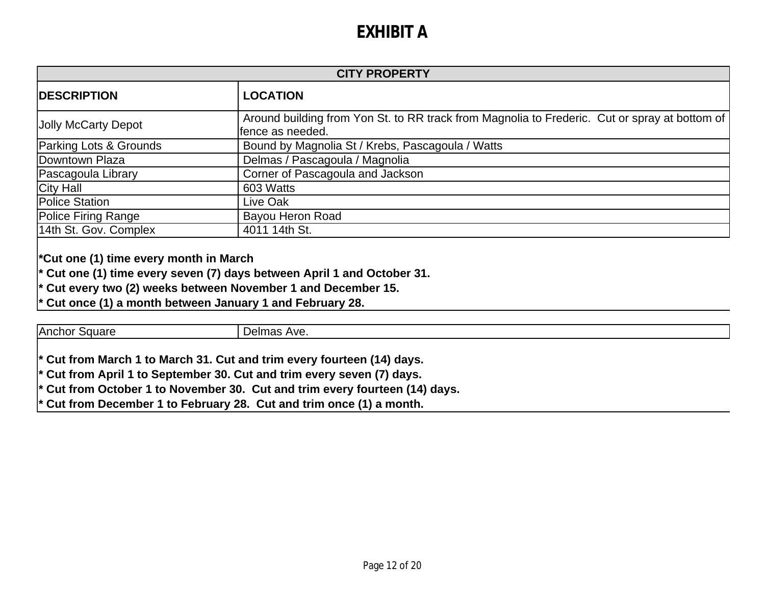# EXHIBIT A

| CITY PROPERTY | |
|---|---|
| **DESCRIPTION** | **LOCATION** |
| Jolly McCarty Depot | Around building from Yon St. to RR track from Magnolia to Frederic. Cut or spray at bottom of fence as needed. |
| Parking Lots & Grounds | Bound by Magnolia St / Krebs, Pascagoula / Watts |
| Downtown Plaza | Delmas / Pascagoula / Magnolia |
| Pascagoula Library | Corner of Pascagoula and Jackson |
| City Hall | 603 Watts |
| Police Station | Live Oak |
| Police Firing Range | Bayou Heron Road |
| 14th St. Gov. Complex | 4011 14th St. |

**\*Cut one (1) time every month in March**
**\* Cut one (1) time every seven (7) days between April 1 and October 31.**
**\* Cut every two (2) weeks between November 1 and December 15.**
**\* Cut once (1) a month between January 1 and February 28.**

| | |
|---|---|
| Anchor Square | Delmas Ave. |

**\* Cut from March 1 to March 31. Cut and trim every fourteen (14) days.**
**\* Cut from April 1 to September 30. Cut and trim every seven (7) days.**
**\* Cut from October 1 to November 30. Cut and trim every fourteen (14) days.**
**\* Cut from December 1 to February 28. Cut and trim once (1) a month.**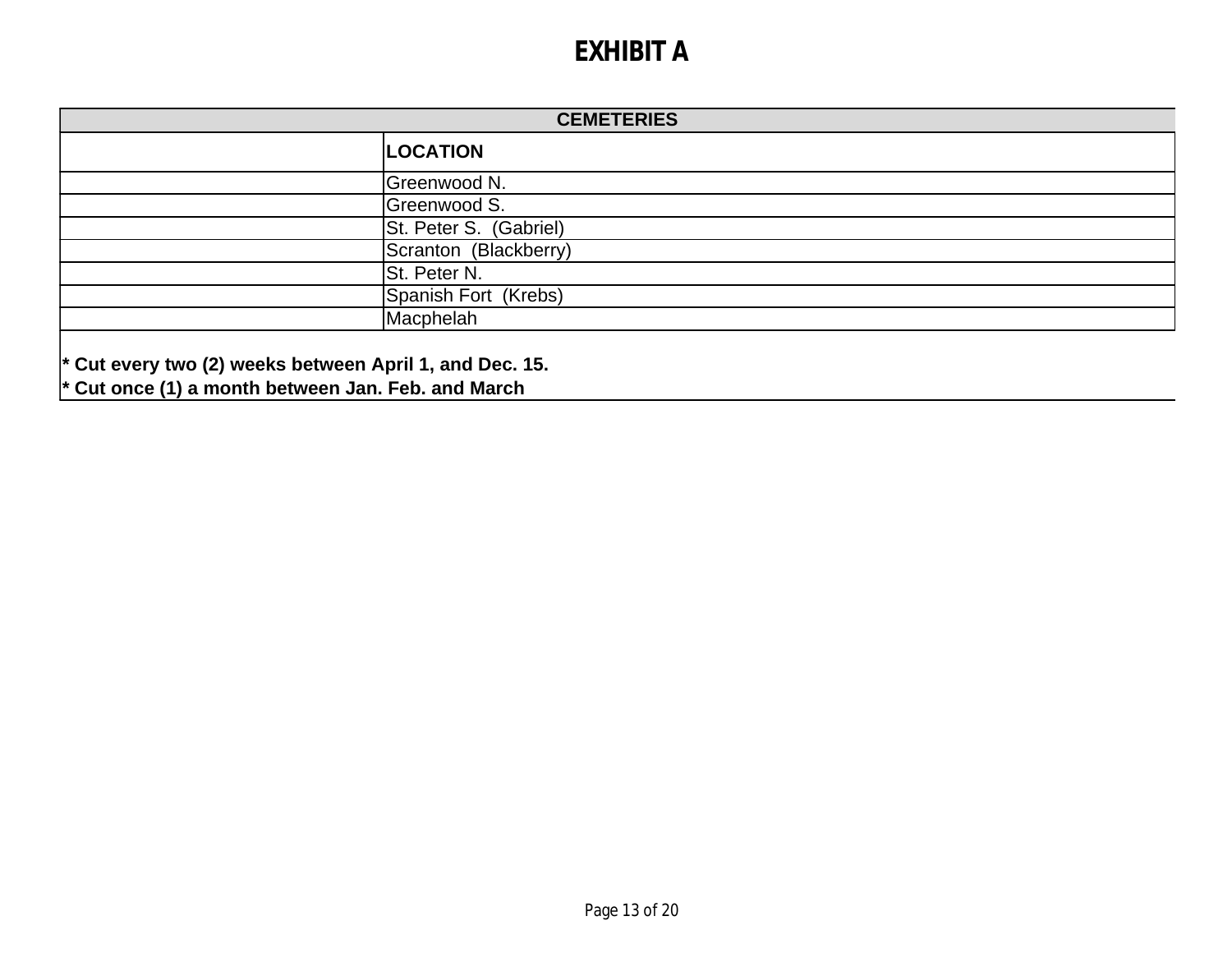# EXHIBIT A

| CEMETERIES | |
|---|---|
| | **LOCATION** |
| | Greenwood N. |
| | Greenwood S. |
| | St. Peter S.  (Gabriel) |
| | Scranton  (Blackberry) |
| | St. Peter N. |
| | Spanish Fort  (Krebs) |
| | Macphelah |

**\* Cut every two (2) weeks between April 1, and Dec. 15.**

**\* Cut once (1) a month between Jan. Feb. and March**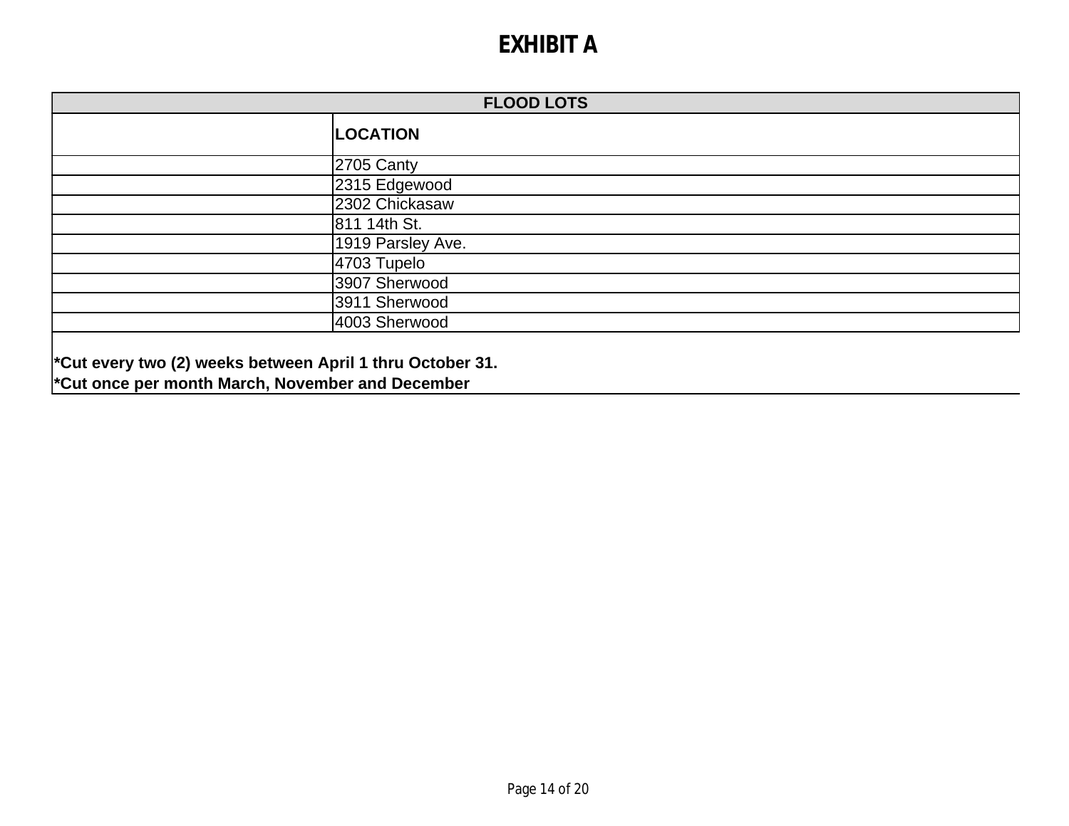# EXHIBIT A

| FLOOD LOTS | |
|---|---|
| | **LOCATION** |
| | 2705 Canty |
| | 2315 Edgewood |
| | 2302 Chickasaw |
| | 811 14th St. |
| | 1919 Parsley Ave. |
| | 4703 Tupelo |
| | 3907 Sherwood |
| | 3911 Sherwood |
| | 4003 Sherwood |

**\*Cut every two (2) weeks between April 1 thru October 31.**

**\*Cut once per month March, November and December**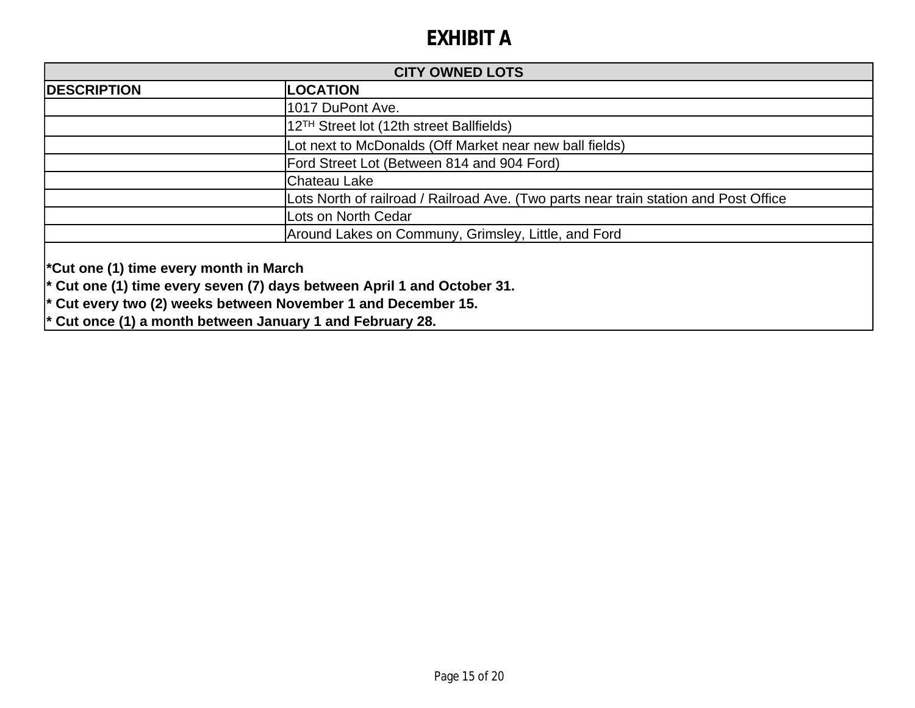# EXHIBIT A

| CITY OWNED LOTS | |
|---|---|
| **DESCRIPTION** | **LOCATION** |
| | 1017 DuPont Ave. |
| | 12TH Street lot (12th street Ballfields) |
| | Lot next to McDonalds (Off Market near new ball fields) |
| | Ford Street Lot (Between 814 and 904 Ford) |
| | Chateau Lake |
| | Lots North of railroad / Railroad Ave. (Two parts near train station and Post Office |
| | Lots on North Cedar |
| | Around Lakes on Communy, Grimsley, Little, and Ford |

**\*Cut one (1) time every month in March**
**\* Cut one (1) time every seven (7) days between April 1 and October 31.**
**\* Cut every two (2) weeks between November 1 and December 15.**
**\* Cut once (1) a month between January 1 and February 28.**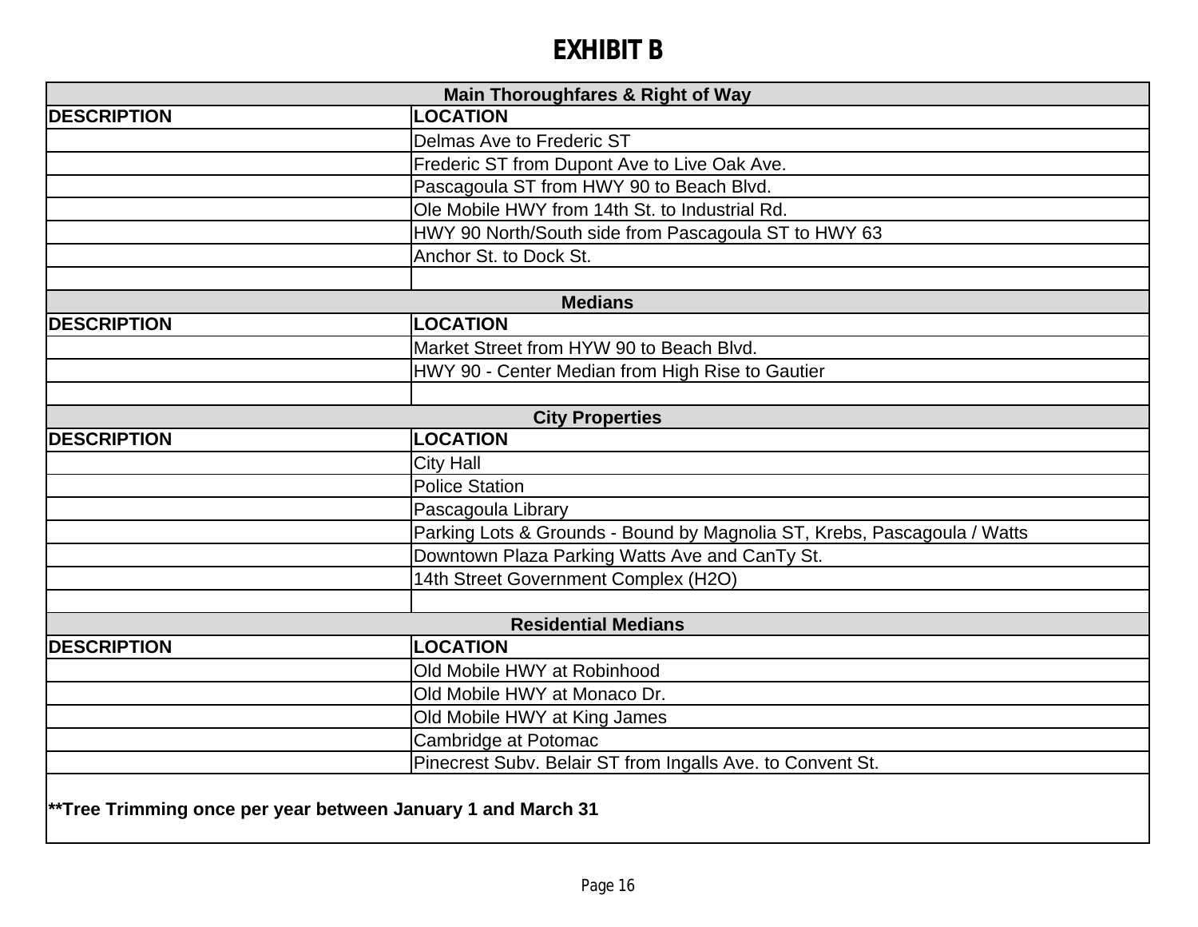# EXHIBIT B

| Main Thoroughfares & Right of Way | |
|---|---|
| **DESCRIPTION** | **LOCATION** |
| | Delmas Ave to Frederic ST |
| | Frederic ST from Dupont Ave to Live Oak Ave. |
| | Pascagoula ST from HWY 90 to Beach Blvd. |
| | Ole Mobile HWY from 14th St. to Industrial Rd. |
| | HWY 90 North/South side from Pascagoula ST to HWY 63 |
| | Anchor St. to Dock St. |
| | |
| **Medians** | |
| **DESCRIPTION** | **LOCATION** |
| | Market Street from HYW 90 to Beach Blvd. |
| | HWY 90 - Center Median from High Rise to Gautier |
| | |
| **City Properties** | |
| **DESCRIPTION** | **LOCATION** |
| | City Hall |
| | Police Station |
| | Pascagoula Library |
| | Parking Lots & Grounds - Bound by Magnolia ST, Krebs, Pascagoula / Watts |
| | Downtown Plaza Parking Watts Ave and CanTy St. |
| | 14th Street Government Complex (H2O) |
| | |
| **Residential Medians** | |
| **DESCRIPTION** | **LOCATION** |
| | Old Mobile HWY at Robinhood |
| | Old Mobile HWY at Monaco Dr. |
| | Old Mobile HWY at King James |
| | Cambridge at Potomac |
| | Pinecrest Subv. Belair ST from Ingalls Ave. to Convent St. |

**\*\*Tree Trimming once per year between January 1 and March 31**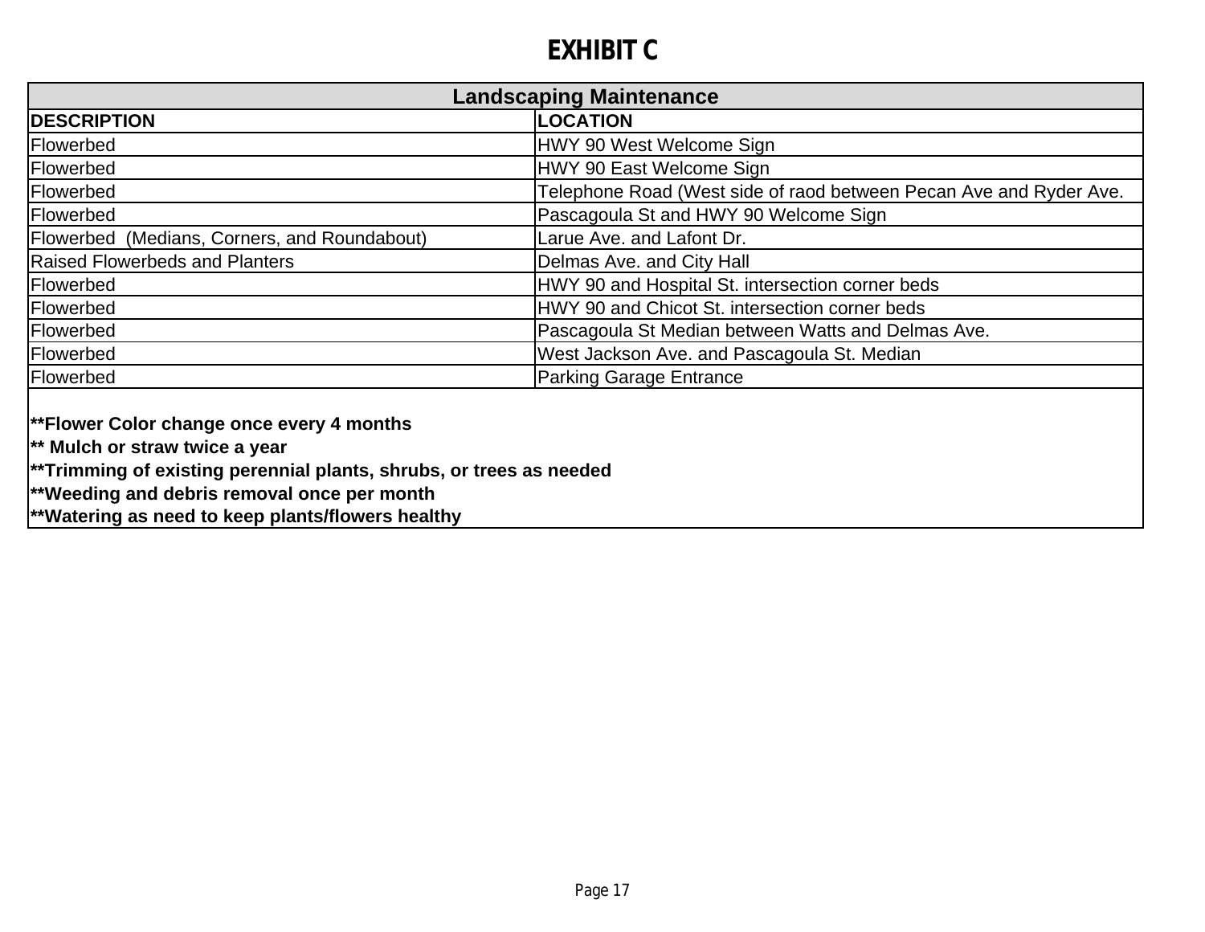# EXHIBIT C

| Landscaping Maintenance | |
|---|---|
| **DESCRIPTION** | **LOCATION** |
| Flowerbed | HWY 90 West Welcome Sign |
| Flowerbed | HWY 90 East Welcome Sign |
| Flowerbed | Telephone Road (West side of raod between Pecan Ave and Ryder Ave. |
| Flowerbed | Pascagoula St and HWY 90 Welcome Sign |
| Flowerbed (Medians, Corners, and Roundabout) | Larue Ave. and Lafont Dr. |
| Raised Flowerbeds and Planters | Delmas Ave. and City Hall |
| Flowerbed | HWY 90 and Hospital St. intersection corner beds |
| Flowerbed | HWY 90 and Chicot St. intersection corner beds |
| Flowerbed | Pascagoula St Median between Watts and Delmas Ave. |
| Flowerbed | West Jackson Ave. and Pascagoula St. Median |
| Flowerbed | Parking Garage Entrance |

**\*\*Flower Color change once every 4 months**
**\*\* Mulch or straw twice a year**
**\*\*Trimming of existing perennial plants, shrubs, or trees as needed**
**\*\*Weeding and debris removal once per month**
**\*\*Watering as need to keep plants/flowers healthy**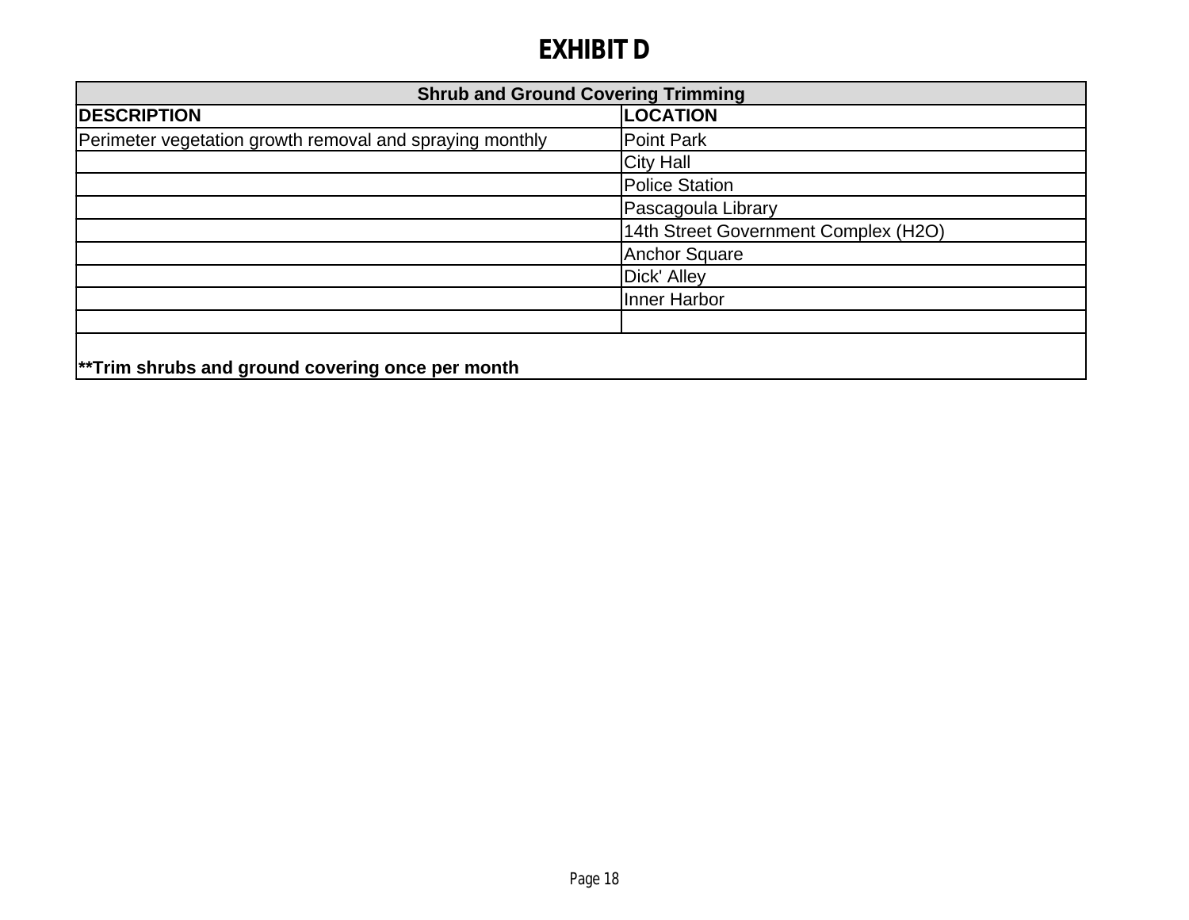# EXHIBIT D

| Shrub and Ground Covering Trimming | |
|---|---|
| **DESCRIPTION** | **LOCATION** |
| Perimeter vegetation growth removal and spraying monthly | Point Park |
| | City Hall |
| | Police Station |
| | Pascagoula Library |
| | 14th Street Government Complex (H2O) |
| | Anchor Square |
| | Dick' Alley |
| | Inner Harbor |
| | |
| **\*\*Trim shrubs and ground covering once per month** | |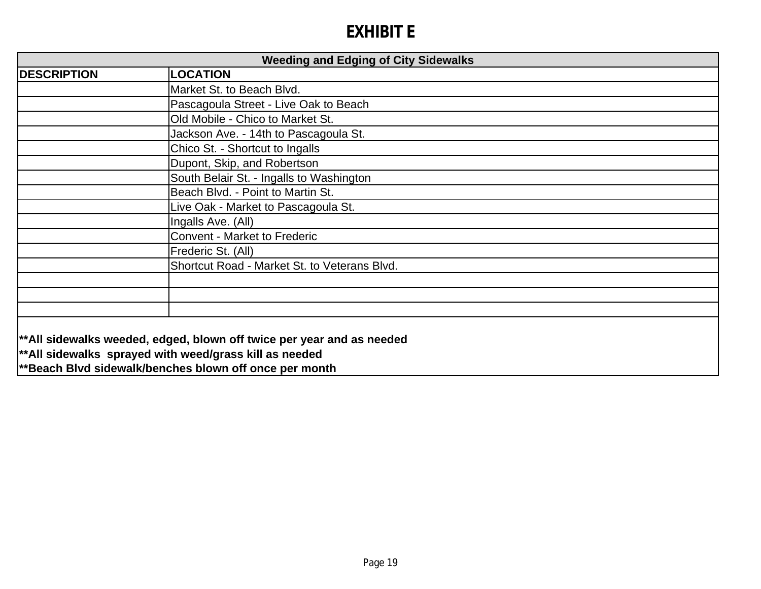# EXHIBIT E

| Weeding and Edging of City Sidewalks | |
|---|---|
| **DESCRIPTION** | **LOCATION** |
| | Market St. to Beach Blvd. |
| | Pascagoula Street - Live Oak to Beach |
| | Old Mobile - Chico to Market St. |
| | Jackson Ave. - 14th to Pascagoula St. |
| | Chico St. - Shortcut to Ingalls |
| | Dupont, Skip, and Robertson |
| | South Belair St. - Ingalls to Washington |
| | Beach Blvd. - Point to Martin St. |
| | Live Oak - Market to Pascagoula St. |
| | Ingalls Ave. (All) |
| | Convent - Market to Frederic |
| | Frederic St. (All) |
| | Shortcut Road - Market St. to Veterans Blvd. |
| | |
| | |
| | |

**\*\*All sidewalks weeded, edged, blown off twice per year and as needed**
**\*\*All sidewalks sprayed with weed/grass kill as needed**
**\*\*Beach Blvd sidewalk/benches blown off once per month**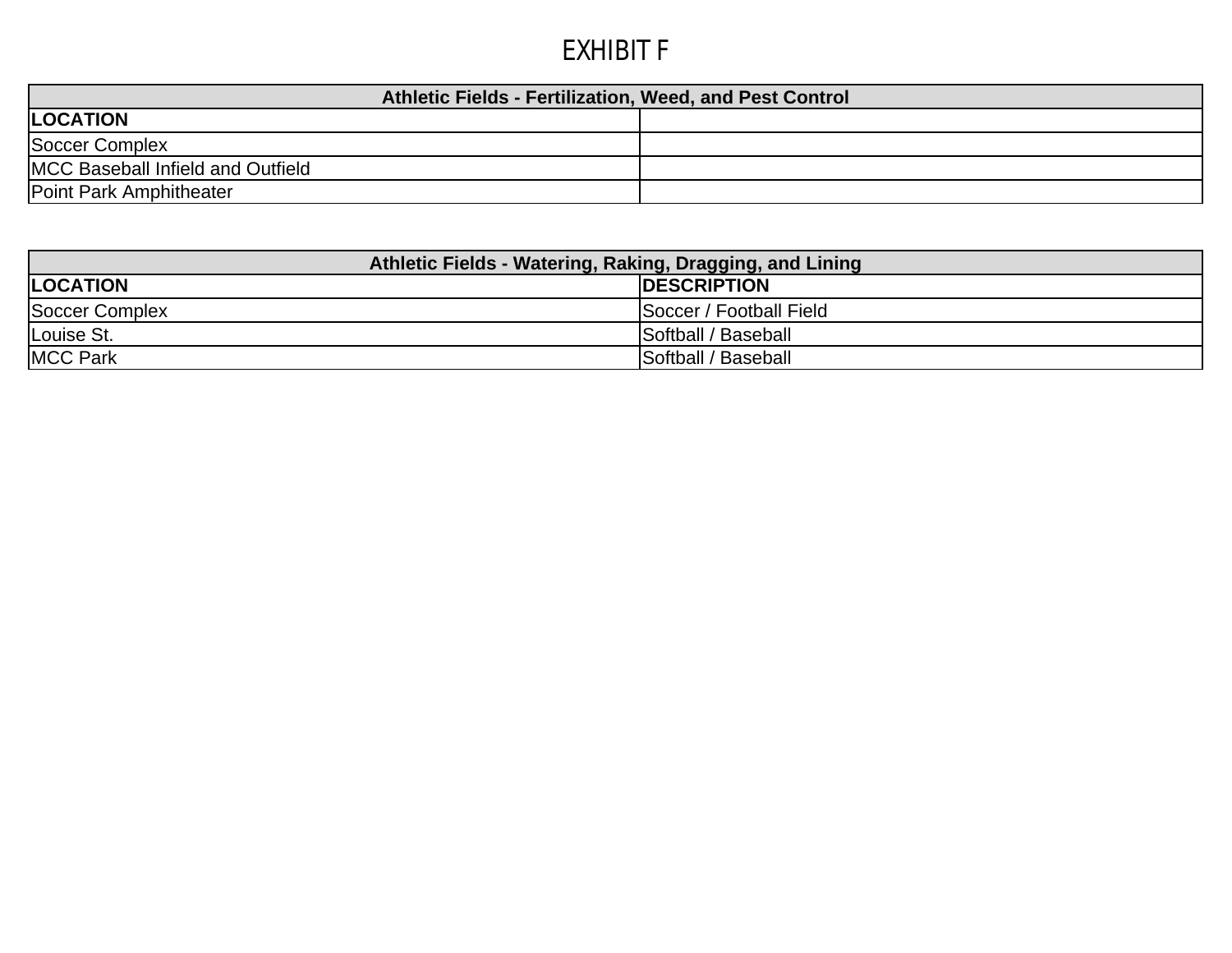# EXHIBIT F

| Athletic Fields - Fertilization, Weed, and Pest Control | |
|---|---|
| **LOCATION** | |
| Soccer Complex | |
| MCC Baseball Infield and Outfield | |
| Point Park Amphitheater | |

| Athletic Fields - Watering, Raking, Dragging, and Lining | |
|---|---|
| **LOCATION** | **DESCRIPTION** |
| Soccer Complex | Soccer / Football Field |
| Louise St. | Softball / Baseball |
| MCC Park | Softball / Baseball |